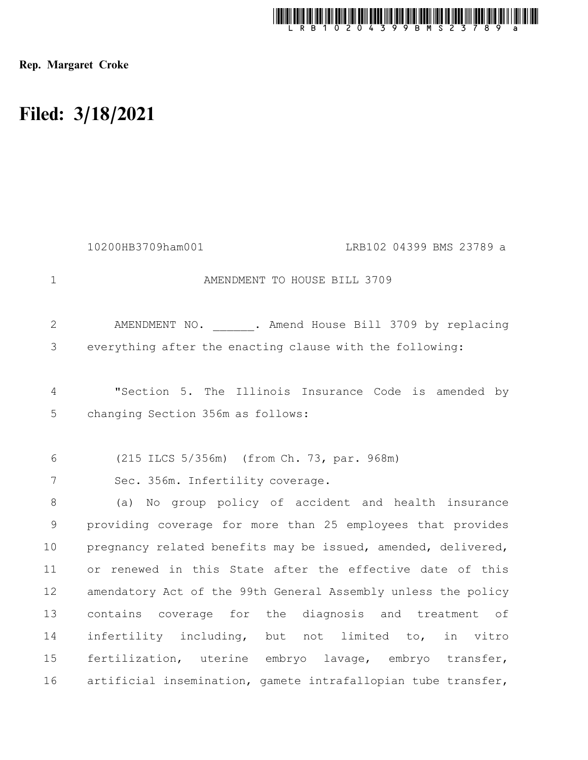Rep. Margaret Croke

# Filed: 3/18/2021

10200HB3709ham001 LRB102 04399 BMS 23789 a

AMENDMENT TO HOUSE BILL 3709

AMENDMENT NO. ______. Amend House Bill 3709 by replacing everything after the enacting clause with the following:

"Section 5. The Illinois Insurance Code is amended by changing Section 356m as follows:

(215 ILCS 5/356m) (from Ch. 73, par. 968m)

Sec. 356m. Infertility coverage.

(a) No group policy of accident and health insurance providing coverage for more than 25 employees that provides pregnancy related benefits may be issued, amended, delivered, or renewed in this State after the effective date of this amendatory Act of the 99th General Assembly unless the policy contains coverage for the diagnosis and treatment of infertility including, but not limited to, in vitro fertilization, uterine embryo lavage, embryo transfer, artificial insemination, gamete intrafallopian tube transfer,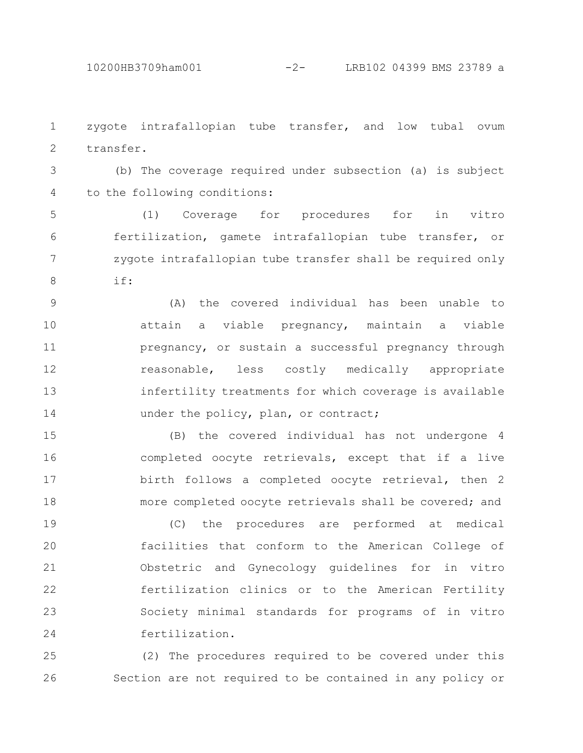zygote intrafallopian tube transfer, and low tubal ovum transfer.

(b) The coverage required under subsection (a) is subject to the following conditions:

(1) Coverage for procedures for in vitro fertilization, gamete intrafallopian tube transfer, or zygote intrafallopian tube transfer shall be required only if:

(A) the covered individual has been unable to attain a viable pregnancy, maintain a viable pregnancy, or sustain a successful pregnancy through reasonable, less costly medically appropriate infertility treatments for which coverage is available under the policy, plan, or contract;

(B) the covered individual has not undergone 4 completed oocyte retrievals, except that if a live birth follows a completed oocyte retrieval, then 2 more completed oocyte retrievals shall be covered; and

(C) the procedures are performed at medical facilities that conform to the American College of Obstetric and Gynecology guidelines for in vitro fertilization clinics or to the American Fertility Society minimal standards for programs of in vitro fertilization.

(2) The procedures required to be covered under this Section are not required to be contained in any policy or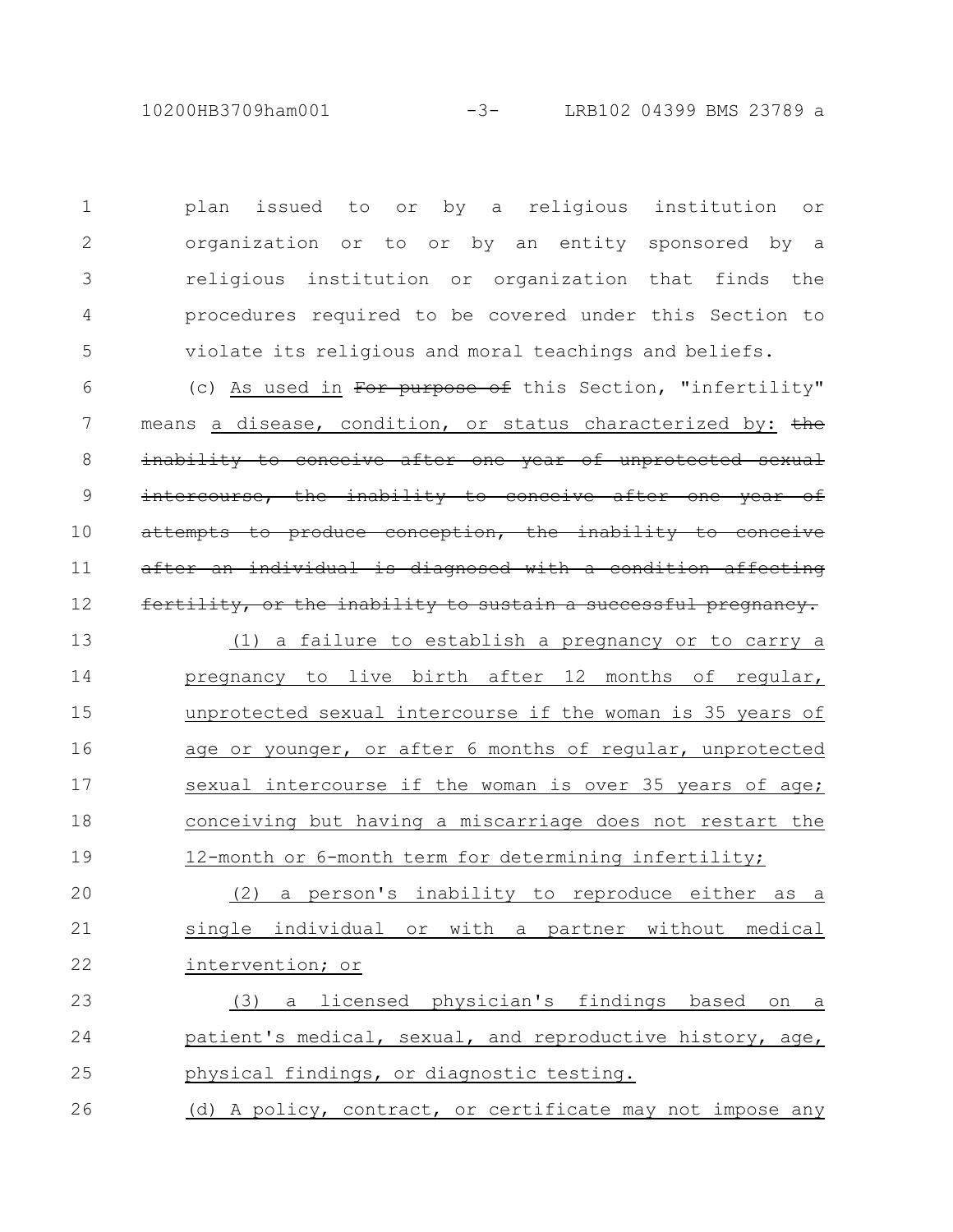plan issued to or by a religious institution or organization or to or by an entity sponsored by a religious institution or organization that finds the procedures required to be covered under this Section to violate its religious and moral teachings and beliefs.

(c) <u>As used in</u> ~~For purpose of~~ this Section, "infertility" means <u>a disease, condition, or status characterized by:</u> ~~the inability to conceive after one year of unprotected sexual intercourse, the inability to conceive after one year of attempts to produce conception, the inability to conceive after an individual is diagnosed with a condition affecting fertility, or the inability to sustain a successful pregnancy.~~

<u>(1) a failure to establish a pregnancy or to carry a pregnancy to live birth after 12 months of regular, unprotected sexual intercourse if the woman is 35 years of age or younger, or after 6 months of regular, unprotected sexual intercourse if the woman is over 35 years of age; conceiving but having a miscarriage does not restart the 12-month or 6-month term for determining infertility;</u>

<u>(2) a person's inability to reproduce either as a single individual or with a partner without medical intervention; or</u>

<u>(3) a licensed physician's findings based on a patient's medical, sexual, and reproductive history, age, physical findings, or diagnostic testing.</u>

<u>(d) A policy, contract, or certificate may not impose any</u>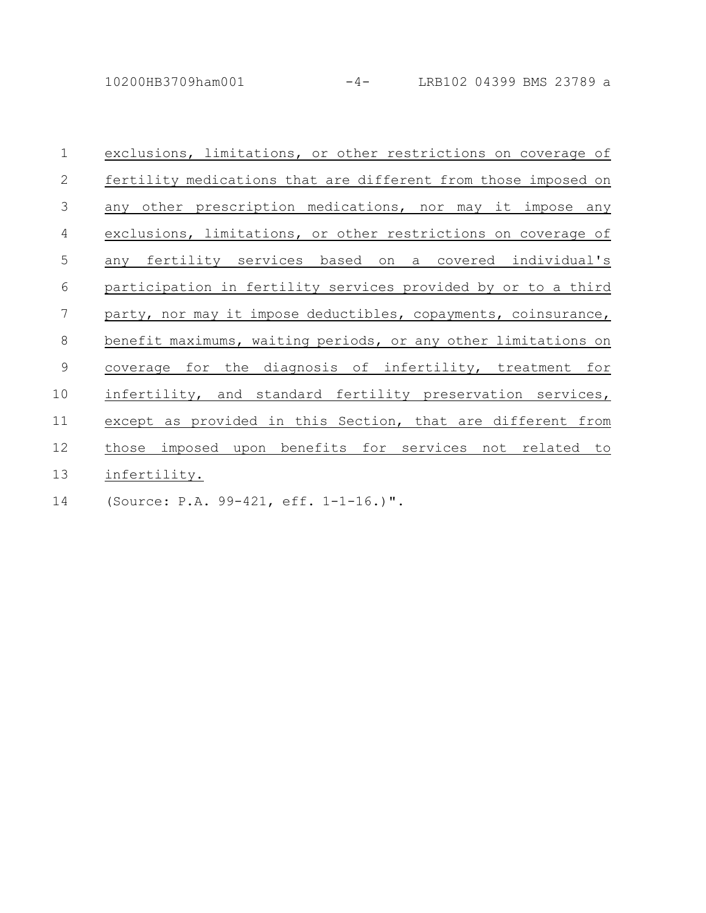exclusions, limitations, or other restrictions on coverage of fertility medications that are different from those imposed on any other prescription medications, nor may it impose any exclusions, limitations, or other restrictions on coverage of any fertility services based on a covered individual's participation in fertility services provided by or to a third party, nor may it impose deductibles, copayments, coinsurance, benefit maximums, waiting periods, or any other limitations on coverage for the diagnosis of infertility, treatment for infertility, and standard fertility preservation services, except as provided in this Section, that are different from those imposed upon benefits for services not related to infertility.

(Source: P.A. 99-421, eff. 1-1-16.)".